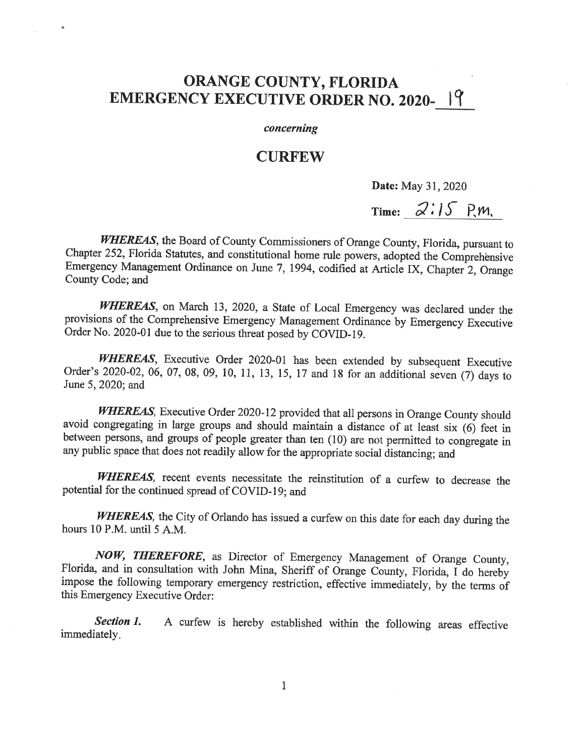# ORANGE COUNTY, FLORIDA
# EMERGENCY EXECUTIVE ORDER NO. 2020- 19

*concerning*

## CURFEW

**Date:** May 31, 2020

**Time:** 2:15 P.M.

***WHEREAS***, the Board of County Commissioners of Orange County, Florida, pursuant to Chapter 252, Florida Statutes, and constitutional home rule powers, adopted the Comprehensive Emergency Management Ordinance on June 7, 1994, codified at Article IX, Chapter 2, Orange County Code; and

***WHEREAS***, on March 13, 2020, a State of Local Emergency was declared under the provisions of the Comprehensive Emergency Management Ordinance by Emergency Executive Order No. 2020-01 due to the serious threat posed by COVID-19.

***WHEREAS***, Executive Order 2020-01 has been extended by subsequent Executive Order's 2020-02, 06, 07, 08, 09, 10, 11, 13, 15, 17 and 18 for an additional seven (7) days to June 5, 2020; and

***WHEREAS***, Executive Order 2020-12 provided that all persons in Orange County should avoid congregating in large groups and should maintain a distance of at least six (6) feet in between persons, and groups of people greater than ten (10) are not permitted to congregate in any public space that does not readily allow for the appropriate social distancing; and

***WHEREAS***, recent events necessitate the reinstitution of a curfew to decrease the potential for the continued spread of COVID-19; and

***WHEREAS***, the City of Orlando has issued a curfew on this date for each day during the hours 10 P.M. until 5 A.M.

***NOW, THEREFORE***, as Director of Emergency Management of Orange County, Florida, and in consultation with John Mina, Sheriff of Orange County, Florida, I do hereby impose the following temporary emergency restriction, effective immediately, by the terms of this Emergency Executive Order:

***Section 1.*** A curfew is hereby established within the following areas effective immediately.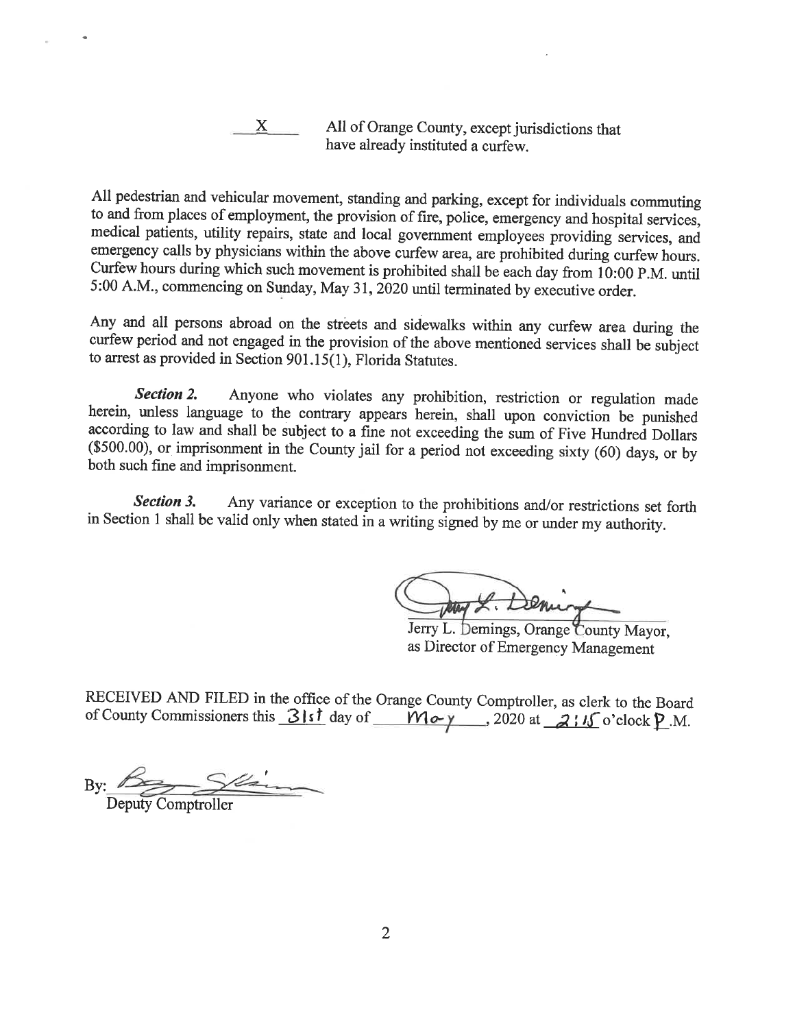\_\_X\_\_ All of Orange County, except jurisdictions that have already instituted a curfew.

All pedestrian and vehicular movement, standing and parking, except for individuals commuting to and from places of employment, the provision of fire, police, emergency and hospital services, medical patients, utility repairs, state and local government employees providing services, and emergency calls by physicians within the above curfew area, are prohibited during curfew hours. Curfew hours during which such movement is prohibited shall be each day from 10:00 P.M. until 5:00 A.M., commencing on Sunday, May 31, 2020 until terminated by executive order.

Any and all persons abroad on the streets and sidewalks within any curfew area during the curfew period and not engaged in the provision of the above mentioned services shall be subject to arrest as provided in Section 901.15(1), Florida Statutes.

***Section 2.*** Anyone who violates any prohibition, restriction or regulation made herein, unless language to the contrary appears herein, shall upon conviction be punished according to law and shall be subject to a fine not exceeding the sum of Five Hundred Dollars ($500.00), or imprisonment in the County jail for a period not exceeding sixty (60) days, or by both such fine and imprisonment.

***Section 3.*** Any variance or exception to the prohibitions and/or restrictions set forth in Section 1 shall be valid only when stated in a writing signed by me or under my authority.

Jerry L. Demings, Orange County Mayor,
as Director of Emergency Management

RECEIVED AND FILED in the office of the Orange County Comptroller, as clerk to the Board of County Commissioners this 31st day of May, 2020 at 2:15 o'clock P.M.

By: \_\_\_\_\_\_\_\_\_\_\_\_\_\_\_\_
Deputy Comptroller